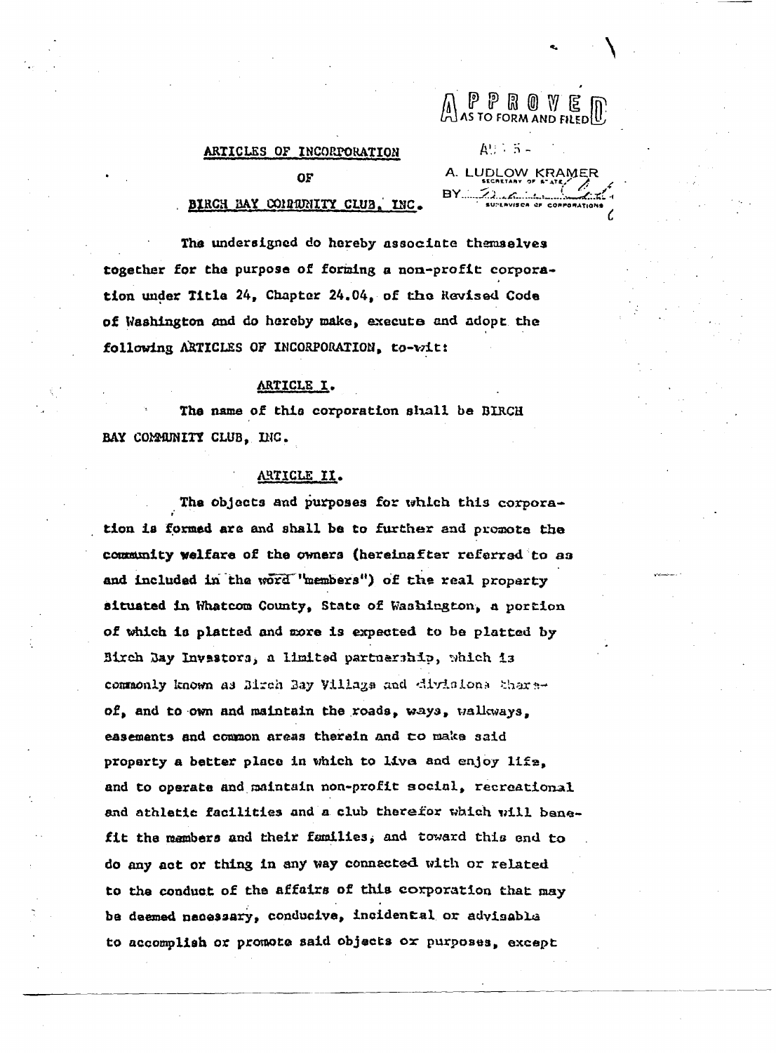APPROVED AS TO FORM AND FILED

AUG 5 -

A. LUDLOW KRAMER
SECRETARY OF STATE
BY ______
SUPERVISOR OF CORPORATIONS

## ARTICLES OF INCORPORATION

## OF

## BIRCH BAY COMMUNITY CLUB, INC.

The undersigned do hereby associate themselves together for the purpose of forming a non-profit corporation under Title 24, Chapter 24.04, of the Revised Code of Washington and do hereby make, execute and adopt the following ARTICLES OF INCORPORATION, to-wit:

### ARTICLE I.

The name of this corporation shall be BIRCH BAY COMMUNITY CLUB, INC.

### ARTICLE II.

The objects and purposes for which this corporation is formed are and shall be to further and promote the community welfare of the owners (hereinafter referred to as and included in the word "members") of the real property situated in Whatcom County, State of Washington, a portion of which is platted and more is expected to be platted by Birch Bay Investors, a limited partnership, which is commonly known as Birch Bay Village and divisions thereof, and to own and maintain the roads, ways, walkways, easements and common areas therein and to make said property a better place in which to live and enjoy life, and to operate and maintain non-profit social, recreational and athletic facilities and a club therefor which will benefit the members and their families, and toward this end to do any act or thing in any way connected with or related to the conduct of the affairs of this corporation that may be deemed necessary, conducive, incidental or advisable to accomplish or promote said objects or purposes, except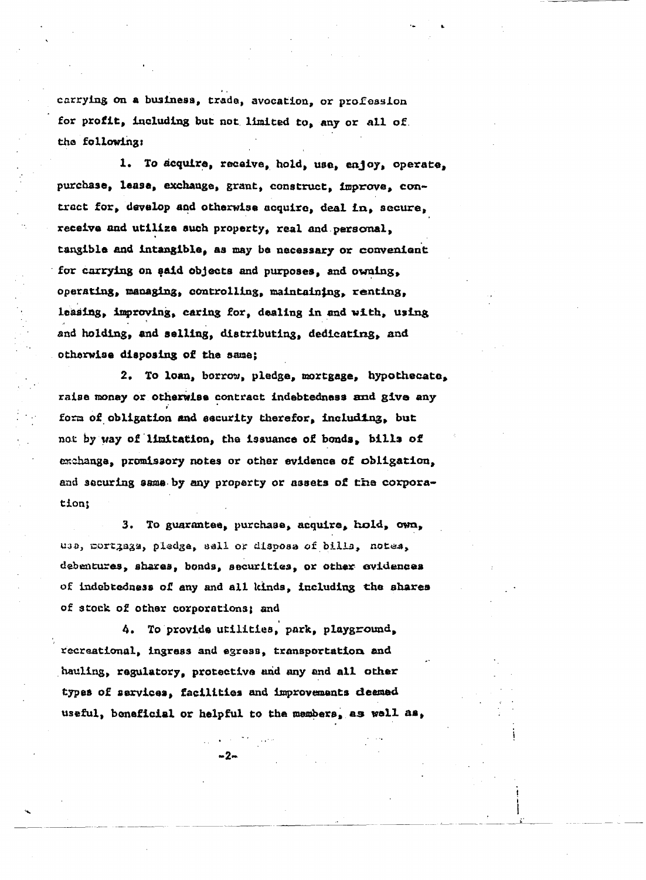carrying on a business, trade, avocation, or profession for profit, including but not limited to, any or all of the following:

1. To acquire, receive, hold, use, enjoy, operate, purchase, lease, exchange, grant, construct, improve, contract for, develop and otherwise acquire, deal in, secure, receive and utilize such property, real and personal, tangible and intangible, as may be necessary or convenient for carrying on said objects and purposes, and owning, operating, managing, controlling, maintaining, renting, leasing, improving, caring for, dealing in and with, using and holding, and selling, distributing, dedicating, and otherwise disposing of the same;

2. To loan, borrow, pledge, mortgage, hypothecate, raise money or otherwise contract indebtedness and give any form of obligation and security therefor, including, but not by way of limitation, the issuance of bonds, bills of exchange, promissory notes or other evidence of obligation, and securing same by any property or assets of the corporation;

3. To guarantee, purchase, acquire, hold, own, use, mortgage, pledge, sell or dispose of bills, notes, debentures, shares, bonds, securities, or other evidences of indebtedness of any and all kinds, including the shares of stock of other corporations; and

4. To provide utilities, park, playground, recreational, ingress and egress, transportation and hauling, regulatory, protective and any and all other types of services, facilities and improvements deemed useful, beneficial or helpful to the members, as well as,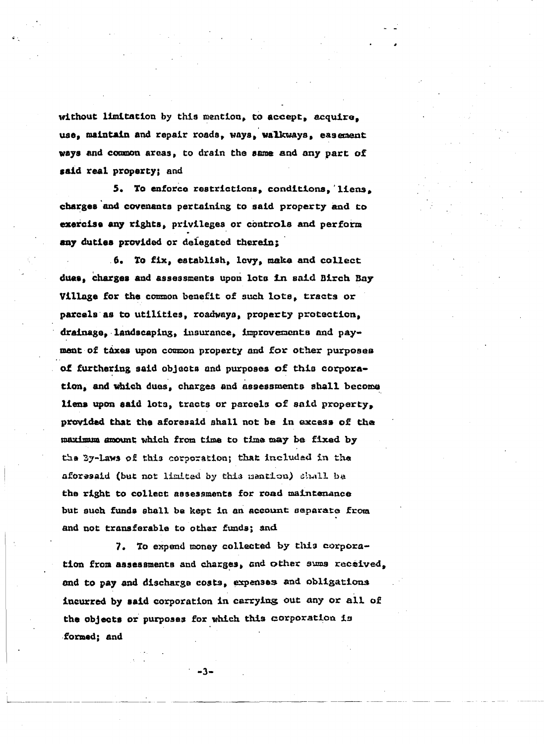without limitation by this mention, to accept, acquire, use, maintain and repair roads, ways, walkways, easement ways and common areas, to drain the same and any part of said real property; and

5. To enforce restrictions, conditions, liens, charges and covenants pertaining to said property and to exercise any rights, privileges or controls and perform any duties provided or delegated therein;

6. To fix, establish, levy, make and collect dues, charges and assessments upon lots in said Birch Bay Village for the common benefit of such lots, tracts or parcels as to utilities, roadways, property protection, drainage, landscaping, insurance, improvements and payment of taxes upon common property and for other purposes of furthering said objects and purposes of this corporation, and which dues, charges and assessments shall become liens upon said lots, tracts or parcels of said property, provided that the aforesaid shall not be in excess of the maximum amount which from time to time may be fixed by the By-Laws of this corporation; that included in the aforesaid (but not limited by this mention) shall be the right to collect assessments for road maintenance but such funds shall be kept in an account separate from and not transferable to other funds; and

7. To expend money collected by this corporation from assessments and charges, and other sums received, and to pay and discharge costs, expenses and obligations incurred by said corporation in carrying out any or all of the objects or purposes for which this corporation is formed; and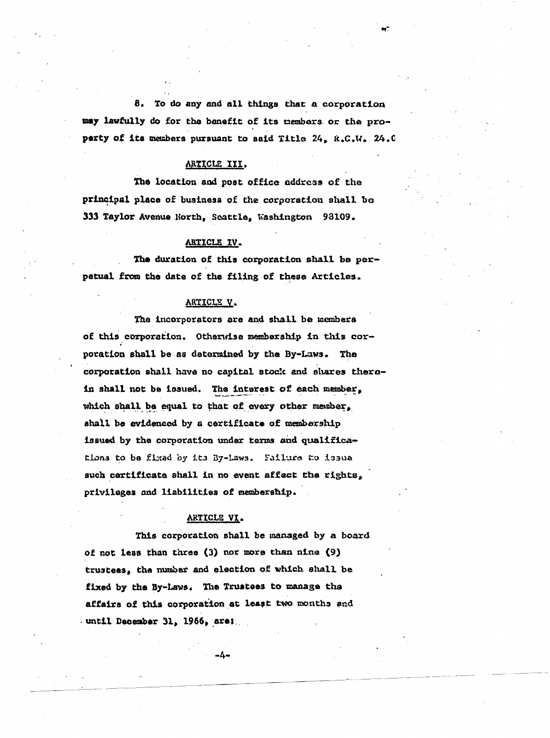8. To do any and all things that a corporation may lawfully do for the benefit of its members or the property of its members pursuant to said Title 24, R.C.W. 24.0

## ARTICLE III.

The location and post office address of the principal place of business of the corporation shall be 333 Taylor Avenue North, Seattle, Washington 98109.

## ARTICLE IV.

The duration of this corporation shall be perpetual from the date of the filing of these Articles.

## ARTICLE V.

The incorporators are and shall be members of this corporation. Otherwise membership in this corporation shall be as determined by the By-Laws. The corporation shall have no capital stock and shares therein shall not be issued. The interest of each member, which shall be equal to that of every other member, shall be evidenced by a certificate of membership issued by the corporation under terms and qualifications to be fixed by its By-Laws. Failure to issue such certificate shall in no event affect the rights, privileges and liabilities of membership.

## ARTICLE VI.

This corporation shall be managed by a board of not less than three (3) nor more than nine (9) trustees, the number and election of which shall be fixed by the By-Laws. The Trustees to manage the affairs of this corporation at least two months and until December 31, 1966, are: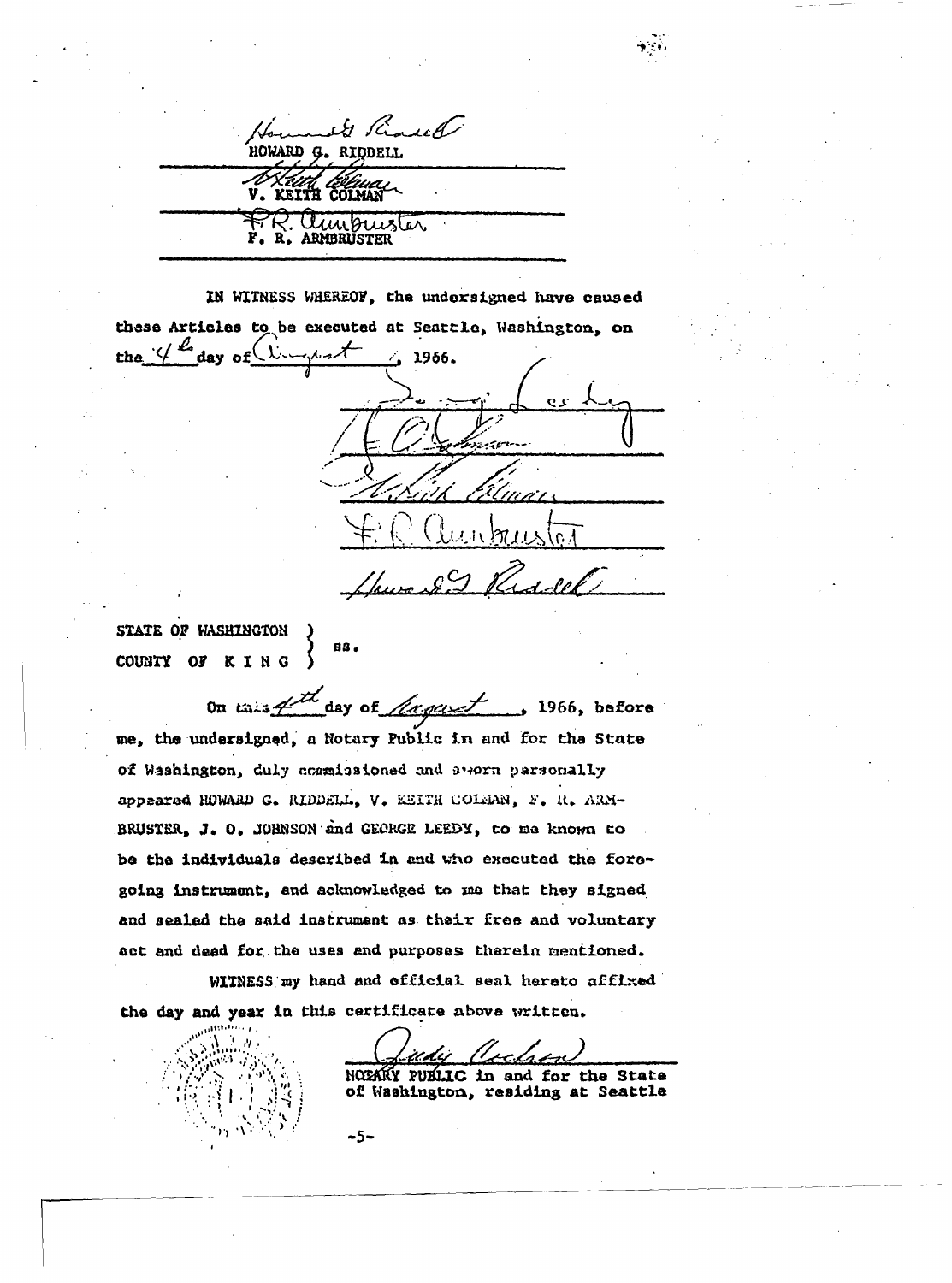Howard G. Riddell
HOWARD G. RIDDELL

V. Keith Colman
V. KEITH COLMAN

F. R. Armbruster
F. R. ARMBRUSTER

IN WITNESS WHEREOF, the undersigned have caused these Articles to be executed at Seattle, Washington, on the 4th day of August, 1966.

George Leedy

J. O. Johnson

V. Keith Colman

F. R. Armbruster

Howard G. Riddell

STATE OF WASHINGTON )
 ) ss.
COUNTY OF K I N G )

On this 4th day of August, 1966, before me, the undersigned, a Notary Public in and for the State of Washington, duly commissioned and sworn personally appeared HOWARD G. RIDDELL, V. KEITH COLMAN, F. R. ARMBRUSTER, J. O. JOHNSON and GEORGE LEEDY, to me known to be the individuals described in and who executed the foregoing instrument, and acknowledged to me that they signed and sealed the said instrument as their free and voluntary act and deed for the uses and purposes therein mentioned.

WITNESS my hand and official seal hereto affixed the day and year in this certificate above written.

Judy Archer
NOTARY PUBLIC in and for the State of Washington, residing at Seattle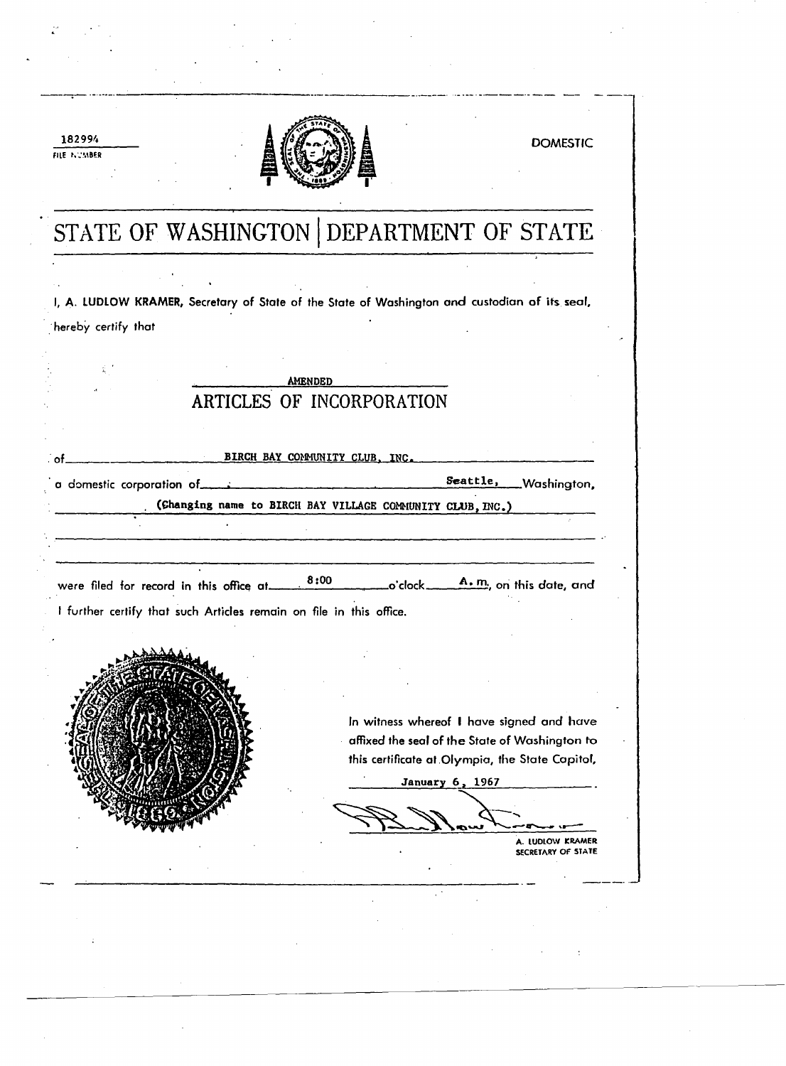182994
FILE NUMBER

DOMESTIC

# STATE OF WASHINGTON | DEPARTMENT OF STATE

I, **A. LUDLOW KRAMER,** Secretary of State of the State of Washington and custodian of its seal, hereby certify that

AMENDED

## ARTICLES OF INCORPORATION

of BIRCH BAY COMMUNITY CLUB, INC.

a domestic corporation of Seattle, Washington,

(Changing name to BIRCH BAY VILLAGE COMMUNITY CLUB, INC.)

were filed for record in this office at 8:00 o'clock A.m. on this date, and I further certify that such Articles remain on file in this office.

In witness whereof I have signed and have affixed the seal of the State of Washington to this certificate at Olympia, the State Capitol,

January 6, 1967

A. LUDLOW KRAMER
SECRETARY OF STATE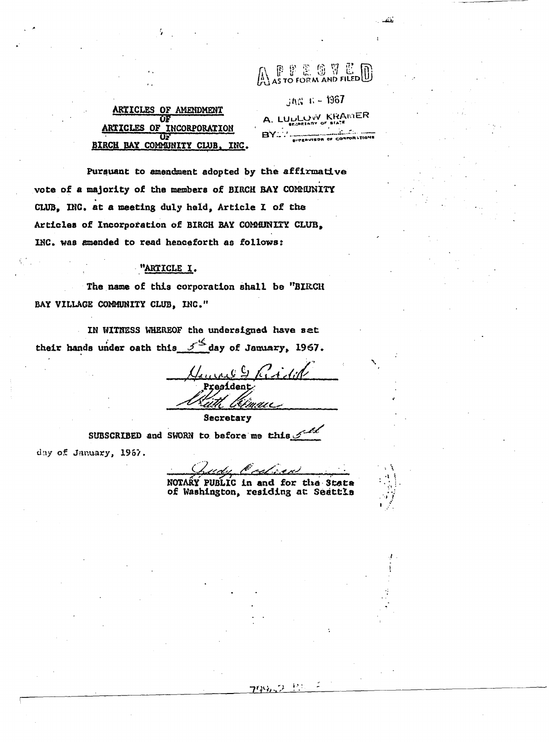APPROVED
AS TO FORM AND FILED

JAN 6 - 1967

A. LUDLOW KRAMER
SECRETARY OF STATE

BY: ______________
SUPERVISOR OF CORPORATIONS

**ARTICLES OF AMENDMENT**
**OF**
**ARTICLES OF INCORPORATION**
**OF**
**BIRCH BAY COMMUNITY CLUB, INC.**

Pursuant to amendment adopted by the affirmative vote of a majority of the members of BIRCH BAY COMMUNITY CLUB, INC. at a meeting duly held, Article I of the Articles of Incorporation of BIRCH BAY COMMUNITY CLUB, INC. was amended to read henceforth as follows:

"ARTICLE I.

The name of this corporation shall be "BIRCH BAY VILLAGE COMMUNITY CLUB, INC."

IN WITNESS WHEREOF the undersigned have set their hands under oath this 5th day of January, 1967.

Howard G. Riddle
President

Keith Wilmore
Secretary

SUBSCRIBED and SWORN to before me this 5th day of January, 1967.

Judy Carlson
NOTARY PUBLIC in and for the State of Washington, residing at Seattle

79962